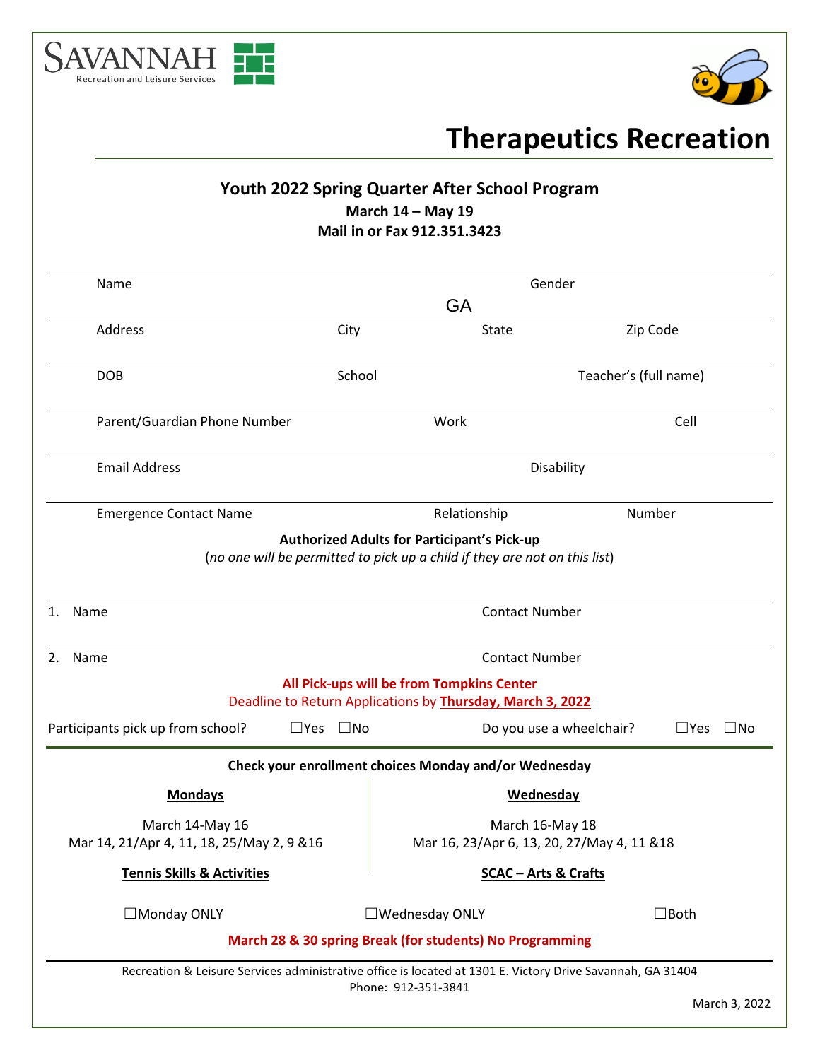SAVANNAH
Recreation and Leisure Services

# Therapeutics Recreation

## Youth 2022 Spring Quarter After School Program

**March 14 – May 19**

**Mail in or Fax 912.351.3423**

Name Gender

GA

Address City State Zip Code

DOB School Teacher's (full name)

Parent/Guardian Phone Number Work Cell

Email Address Disability

Emergence Contact Name Relationship Number

**Authorized Adults for Participant's Pick-up**

(*no one will be permitted to pick up a child if they are not on this list*)

1. Name Contact Number

2. Name Contact Number

**All Pick-ups will be from Tompkins Center**

Deadline to Return Applications by **Thursday, March 3, 2022**

Participants pick up from school? ☐Yes ☐No Do you use a wheelchair? ☐Yes ☐No

**Check your enrollment choices Monday and/or Wednesday**

| **Mondays** | **Wednesday** |
|---|---|
| March 14-May 16 | March 16-May 18 |
| Mar 14, 21/Apr 4, 11, 18, 25/May 2, 9 &16 | Mar 16, 23/Apr 6, 13, 20, 27/May 4, 11 &18 |
| **Tennis Skills & Activities** | **SCAC – Arts & Crafts** |

☐Monday ONLY ☐Wednesday ONLY ☐Both

**March 28 & 30 spring Break (for students) No Programming**

Recreation & Leisure Services administrative office is located at 1301 E. Victory Drive Savannah, GA 31404
Phone: 912-351-3841

March 3, 2022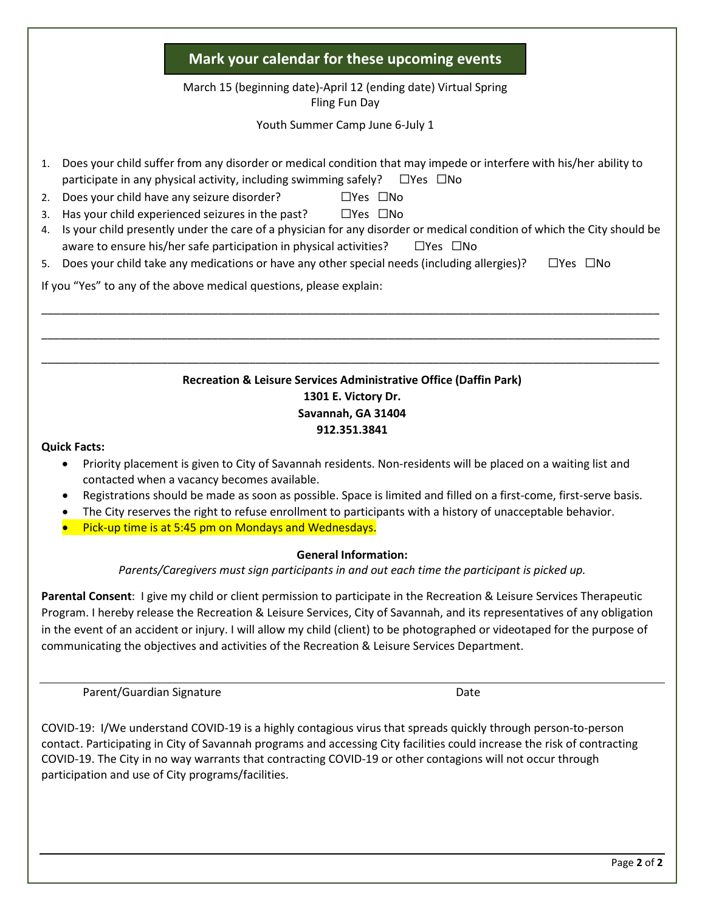## Mark your calendar for these upcoming events

March 15 (beginning date)-April 12 (ending date) Virtual Spring Fling Fun Day

Youth Summer Camp June 6-July 1

1. Does your child suffer from any disorder or medical condition that may impede or interfere with his/her ability to participate in any physical activity, including swimming safely? ☐Yes ☐No
2. Does your child have any seizure disorder? ☐Yes ☐No
3. Has your child experienced seizures in the past? ☐Yes ☐No
4. Is your child presently under the care of a physician for any disorder or medical condition of which the City should be aware to ensure his/her safe participation in physical activities? ☐Yes ☐No
5. Does your child take any medications or have any other special needs (including allergies)? ☐Yes ☐No

If you "Yes" to any of the above medical questions, please explain:

\_\_\_\_\_\_\_\_\_\_\_\_\_\_\_\_\_\_\_\_\_\_\_\_\_\_\_\_\_\_\_\_\_\_\_\_\_\_\_\_\_\_\_\_\_\_\_\_\_\_\_\_\_\_\_\_\_\_\_\_\_\_\_\_\_\_\_\_\_\_\_\_\_\_\_\_\_\_

\_\_\_\_\_\_\_\_\_\_\_\_\_\_\_\_\_\_\_\_\_\_\_\_\_\_\_\_\_\_\_\_\_\_\_\_\_\_\_\_\_\_\_\_\_\_\_\_\_\_\_\_\_\_\_\_\_\_\_\_\_\_\_\_\_\_\_\_\_\_\_\_\_\_\_\_\_\_

\_\_\_\_\_\_\_\_\_\_\_\_\_\_\_\_\_\_\_\_\_\_\_\_\_\_\_\_\_\_\_\_\_\_\_\_\_\_\_\_\_\_\_\_\_\_\_\_\_\_\_\_\_\_\_\_\_\_\_\_\_\_\_\_\_\_\_\_\_\_\_\_\_\_\_\_\_\_

**Recreation & Leisure Services Administrative Office (Daffin Park)**
**1301 E. Victory Dr.**
**Savannah, GA 31404**
**912.351.3841**

**Quick Facts:**

- Priority placement is given to City of Savannah residents. Non-residents will be placed on a waiting list and contacted when a vacancy becomes available.
- Registrations should be made as soon as possible. Space is limited and filled on a first-come, first-serve basis.
- The City reserves the right to refuse enrollment to participants with a history of unacceptable behavior.
- Pick-up time is at 5:45 pm on Mondays and Wednesdays.

**General Information:**

*Parents/Caregivers must sign participants in and out each time the participant is picked up.*

**Parental Consent**: I give my child or client permission to participate in the Recreation & Leisure Services Therapeutic Program. I hereby release the Recreation & Leisure Services, City of Savannah, and its representatives of any obligation in the event of an accident or injury. I will allow my child (client) to be photographed or videotaped for the purpose of communicating the objectives and activities of the Recreation & Leisure Services Department.

\_\_\_\_\_\_\_\_\_\_\_\_\_\_\_\_\_\_\_\_\_\_\_\_\_\_\_\_\_\_\_\_\_\_\_\_\_\_\_\_\_\_\_\_\_\_\_\_\_\_\_\_\_\_\_\_\_\_\_\_\_\_\_\_\_\_\_\_\_\_\_\_\_\_\_\_\_\_

Parent/Guardian Signature Date

COVID-19: I/We understand COVID-19 is a highly contagious virus that spreads quickly through person-to-person contact. Participating in City of Savannah programs and accessing City facilities could increase the risk of contracting COVID-19. The City in no way warrants that contracting COVID-19 or other contagions will not occur through participation and use of City programs/facilities.